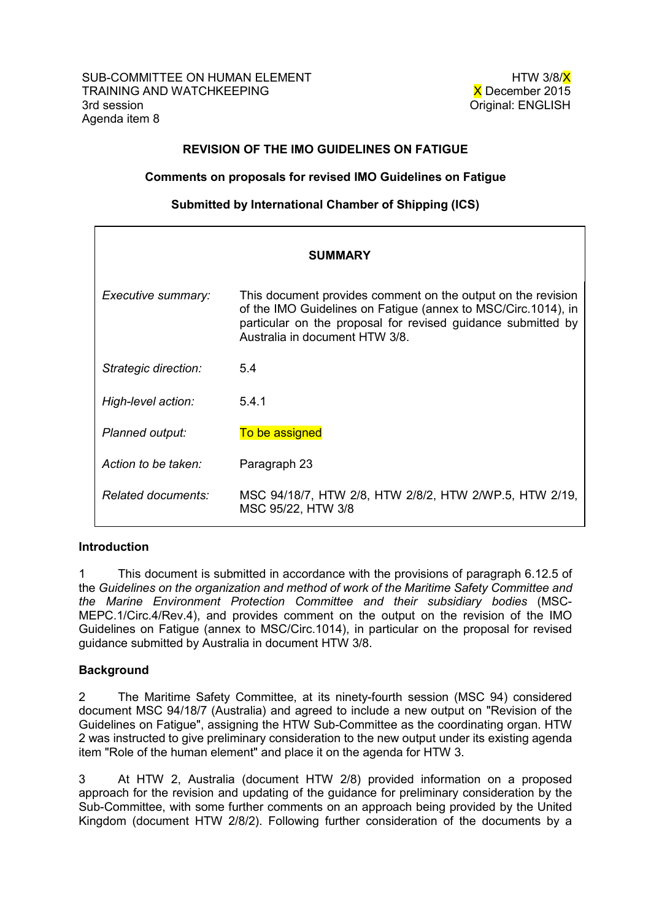SUB-COMMITTEE ON HUMAN ELEMENT TRAINING AND WATCHKEEPING
3rd session
Agenda item 8

HTW 3/8/X
X December 2015
Original: ENGLISH

## REVISION OF THE IMO GUIDELINES ON FATIGUE

### Comments on proposals for revised IMO Guidelines on Fatigue

### Submitted by International Chamber of Shipping (ICS)

| SUMMARY | |
| --- | --- |
| *Executive summary:* | This document provides comment on the output on the revision of the IMO Guidelines on Fatigue (annex to MSC/Circ.1014), in particular on the proposal for revised guidance submitted by Australia in document HTW 3/8. |
| *Strategic direction:* | 5.4 |
| *High-level action:* | 5.4.1 |
| *Planned output:* | To be assigned |
| *Action to be taken:* | Paragraph 23 |
| *Related documents:* | MSC 94/18/7, HTW 2/8, HTW 2/8/2, HTW 2/WP.5, HTW 2/19, MSC 95/22, HTW 3/8 |

**Introduction**

1 This document is submitted in accordance with the provisions of paragraph 6.12.5 of the *Guidelines on the organization and method of work of the Maritime Safety Committee and the Marine Environment Protection Committee and their subsidiary bodies* (MSC-MEPC.1/Circ.4/Rev.4), and provides comment on the output on the revision of the IMO Guidelines on Fatigue (annex to MSC/Circ.1014), in particular on the proposal for revised guidance submitted by Australia in document HTW 3/8.

**Background**

2 The Maritime Safety Committee, at its ninety-fourth session (MSC 94) considered document MSC 94/18/7 (Australia) and agreed to include a new output on "Revision of the Guidelines on Fatigue", assigning the HTW Sub-Committee as the coordinating organ. HTW 2 was instructed to give preliminary consideration to the new output under its existing agenda item "Role of the human element" and place it on the agenda for HTW 3.

3 At HTW 2, Australia (document HTW 2/8) provided information on a proposed approach for the revision and updating of the guidance for preliminary consideration by the Sub-Committee, with some further comments on an approach being provided by the United Kingdom (document HTW 2/8/2). Following further consideration of the documents by a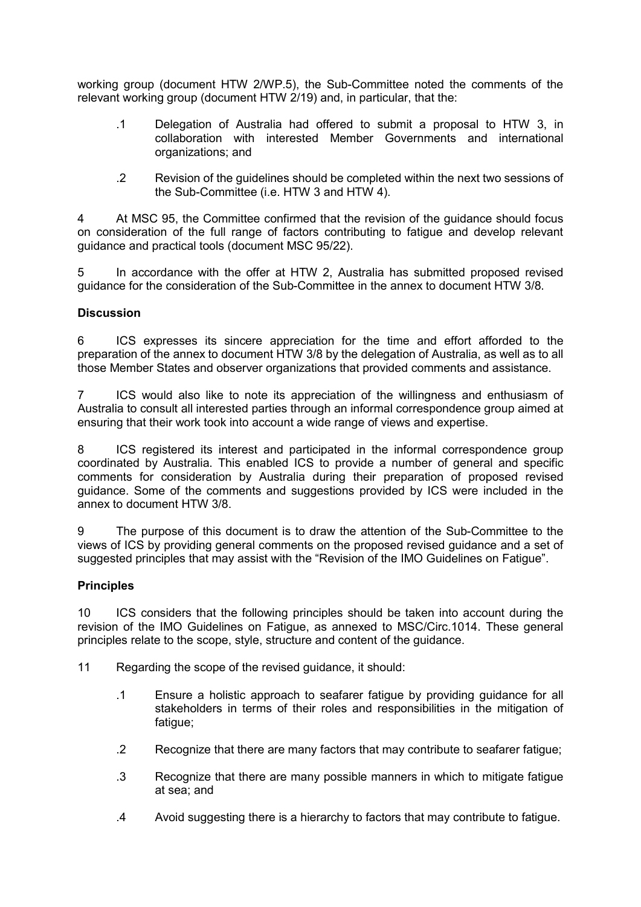working group (document HTW 2/WP.5), the Sub-Committee noted the comments of the relevant working group (document HTW 2/19) and, in particular, that the:

.1 Delegation of Australia had offered to submit a proposal to HTW 3, in collaboration with interested Member Governments and international organizations; and

.2 Revision of the guidelines should be completed within the next two sessions of the Sub-Committee (i.e. HTW 3 and HTW 4).

4 At MSC 95, the Committee confirmed that the revision of the guidance should focus on consideration of the full range of factors contributing to fatigue and develop relevant guidance and practical tools (document MSC 95/22).

5 In accordance with the offer at HTW 2, Australia has submitted proposed revised guidance for the consideration of the Sub-Committee in the annex to document HTW 3/8.

**Discussion**

6 ICS expresses its sincere appreciation for the time and effort afforded to the preparation of the annex to document HTW 3/8 by the delegation of Australia, as well as to all those Member States and observer organizations that provided comments and assistance.

7 ICS would also like to note its appreciation of the willingness and enthusiasm of Australia to consult all interested parties through an informal correspondence group aimed at ensuring that their work took into account a wide range of views and expertise.

8 ICS registered its interest and participated in the informal correspondence group coordinated by Australia. This enabled ICS to provide a number of general and specific comments for consideration by Australia during their preparation of proposed revised guidance. Some of the comments and suggestions provided by ICS were included in the annex to document HTW 3/8.

9 The purpose of this document is to draw the attention of the Sub-Committee to the views of ICS by providing general comments on the proposed revised guidance and a set of suggested principles that may assist with the "Revision of the IMO Guidelines on Fatigue".

**Principles**

10 ICS considers that the following principles should be taken into account during the revision of the IMO Guidelines on Fatigue, as annexed to MSC/Circ.1014. These general principles relate to the scope, style, structure and content of the guidance.

11 Regarding the scope of the revised guidance, it should:

.1 Ensure a holistic approach to seafarer fatigue by providing guidance for all stakeholders in terms of their roles and responsibilities in the mitigation of fatigue;

.2 Recognize that there are many factors that may contribute to seafarer fatigue;

.3 Recognize that there are many possible manners in which to mitigate fatigue at sea; and

.4 Avoid suggesting there is a hierarchy to factors that may contribute to fatigue.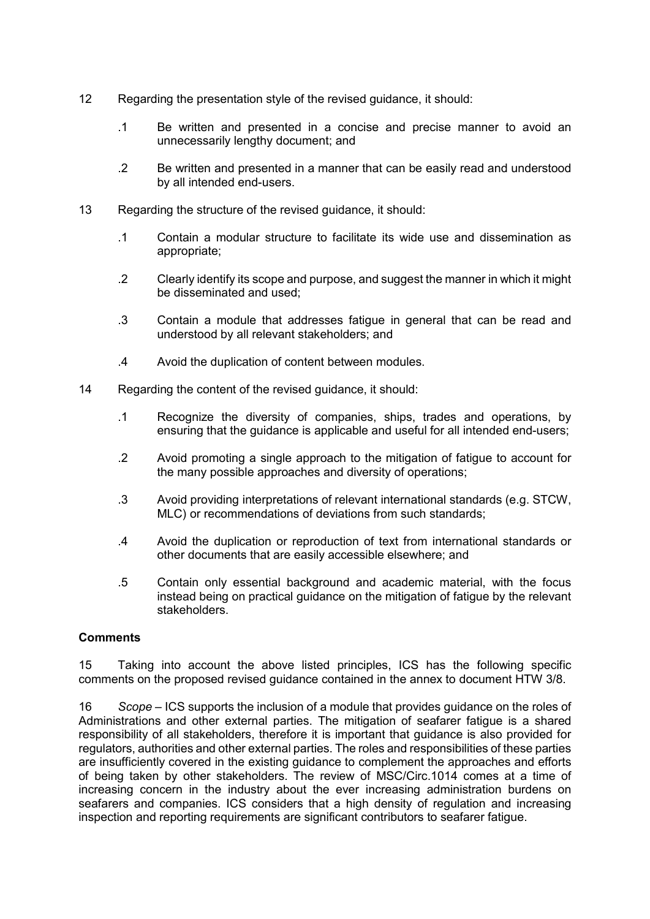12 Regarding the presentation style of the revised guidance, it should:

.1 Be written and presented in a concise and precise manner to avoid an unnecessarily lengthy document; and

.2 Be written and presented in a manner that can be easily read and understood by all intended end-users.

13 Regarding the structure of the revised guidance, it should:

.1 Contain a modular structure to facilitate its wide use and dissemination as appropriate;

.2 Clearly identify its scope and purpose, and suggest the manner in which it might be disseminated and used;

.3 Contain a module that addresses fatigue in general that can be read and understood by all relevant stakeholders; and

.4 Avoid the duplication of content between modules.

14 Regarding the content of the revised guidance, it should:

.1 Recognize the diversity of companies, ships, trades and operations, by ensuring that the guidance is applicable and useful for all intended end-users;

.2 Avoid promoting a single approach to the mitigation of fatigue to account for the many possible approaches and diversity of operations;

.3 Avoid providing interpretations of relevant international standards (e.g. STCW, MLC) or recommendations of deviations from such standards;

.4 Avoid the duplication or reproduction of text from international standards or other documents that are easily accessible elsewhere; and

.5 Contain only essential background and academic material, with the focus instead being on practical guidance on the mitigation of fatigue by the relevant stakeholders.

**Comments**

15 Taking into account the above listed principles, ICS has the following specific comments on the proposed revised guidance contained in the annex to document HTW 3/8.

16 *Scope* – ICS supports the inclusion of a module that provides guidance on the roles of Administrations and other external parties. The mitigation of seafarer fatigue is a shared responsibility of all stakeholders, therefore it is important that guidance is also provided for regulators, authorities and other external parties. The roles and responsibilities of these parties are insufficiently covered in the existing guidance to complement the approaches and efforts of being taken by other stakeholders. The review of MSC/Circ.1014 comes at a time of increasing concern in the industry about the ever increasing administration burdens on seafarers and companies. ICS considers that a high density of regulation and increasing inspection and reporting requirements are significant contributors to seafarer fatigue.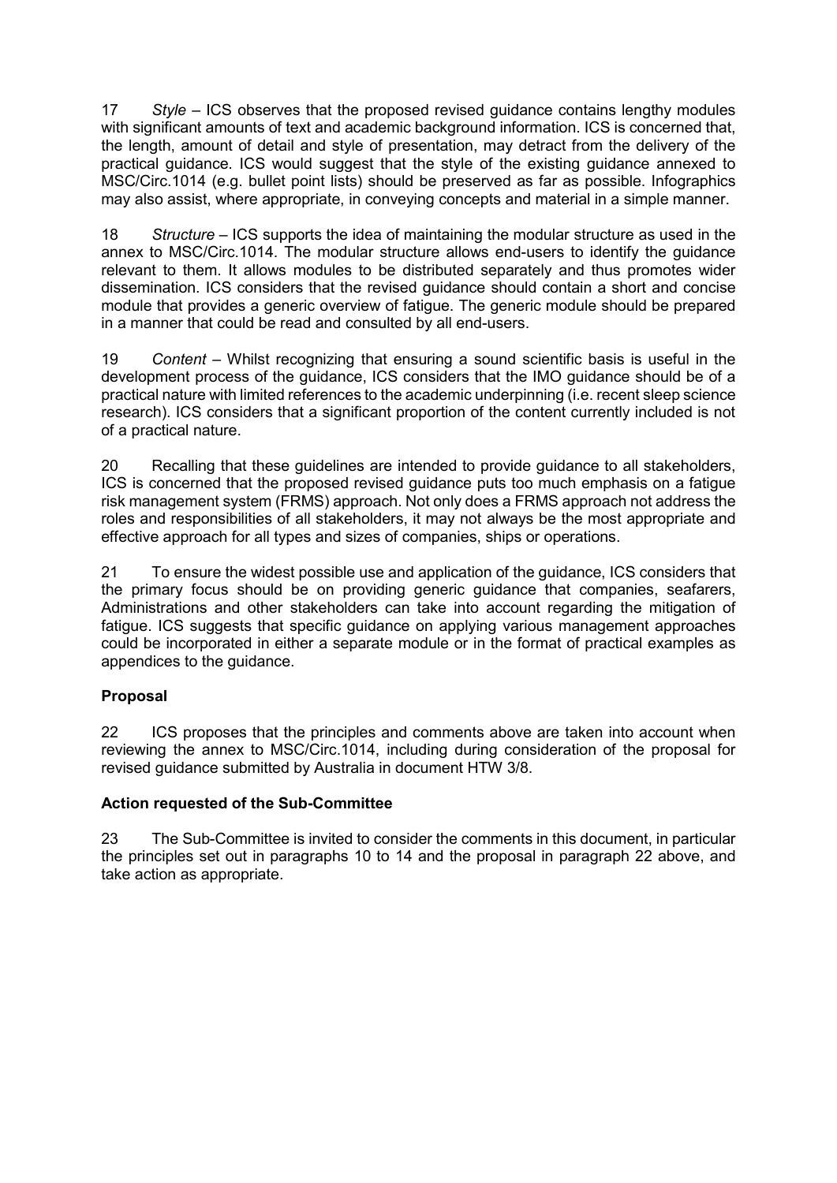17 *Style* – ICS observes that the proposed revised guidance contains lengthy modules with significant amounts of text and academic background information. ICS is concerned that, the length, amount of detail and style of presentation, may detract from the delivery of the practical guidance. ICS would suggest that the style of the existing guidance annexed to MSC/Circ.1014 (e.g. bullet point lists) should be preserved as far as possible. Infographics may also assist, where appropriate, in conveying concepts and material in a simple manner.

18 *Structure* – ICS supports the idea of maintaining the modular structure as used in the annex to MSC/Circ.1014. The modular structure allows end-users to identify the guidance relevant to them. It allows modules to be distributed separately and thus promotes wider dissemination. ICS considers that the revised guidance should contain a short and concise module that provides a generic overview of fatigue. The generic module should be prepared in a manner that could be read and consulted by all end-users.

19 *Content* – Whilst recognizing that ensuring a sound scientific basis is useful in the development process of the guidance, ICS considers that the IMO guidance should be of a practical nature with limited references to the academic underpinning (i.e. recent sleep science research). ICS considers that a significant proportion of the content currently included is not of a practical nature.

20 Recalling that these guidelines are intended to provide guidance to all stakeholders, ICS is concerned that the proposed revised guidance puts too much emphasis on a fatigue risk management system (FRMS) approach. Not only does a FRMS approach not address the roles and responsibilities of all stakeholders, it may not always be the most appropriate and effective approach for all types and sizes of companies, ships or operations.

21 To ensure the widest possible use and application of the guidance, ICS considers that the primary focus should be on providing generic guidance that companies, seafarers, Administrations and other stakeholders can take into account regarding the mitigation of fatigue. ICS suggests that specific guidance on applying various management approaches could be incorporated in either a separate module or in the format of practical examples as appendices to the guidance.

**Proposal**

22 ICS proposes that the principles and comments above are taken into account when reviewing the annex to MSC/Circ.1014, including during consideration of the proposal for revised guidance submitted by Australia in document HTW 3/8.

**Action requested of the Sub-Committee**

23 The Sub-Committee is invited to consider the comments in this document, in particular the principles set out in paragraphs 10 to 14 and the proposal in paragraph 22 above, and take action as appropriate.